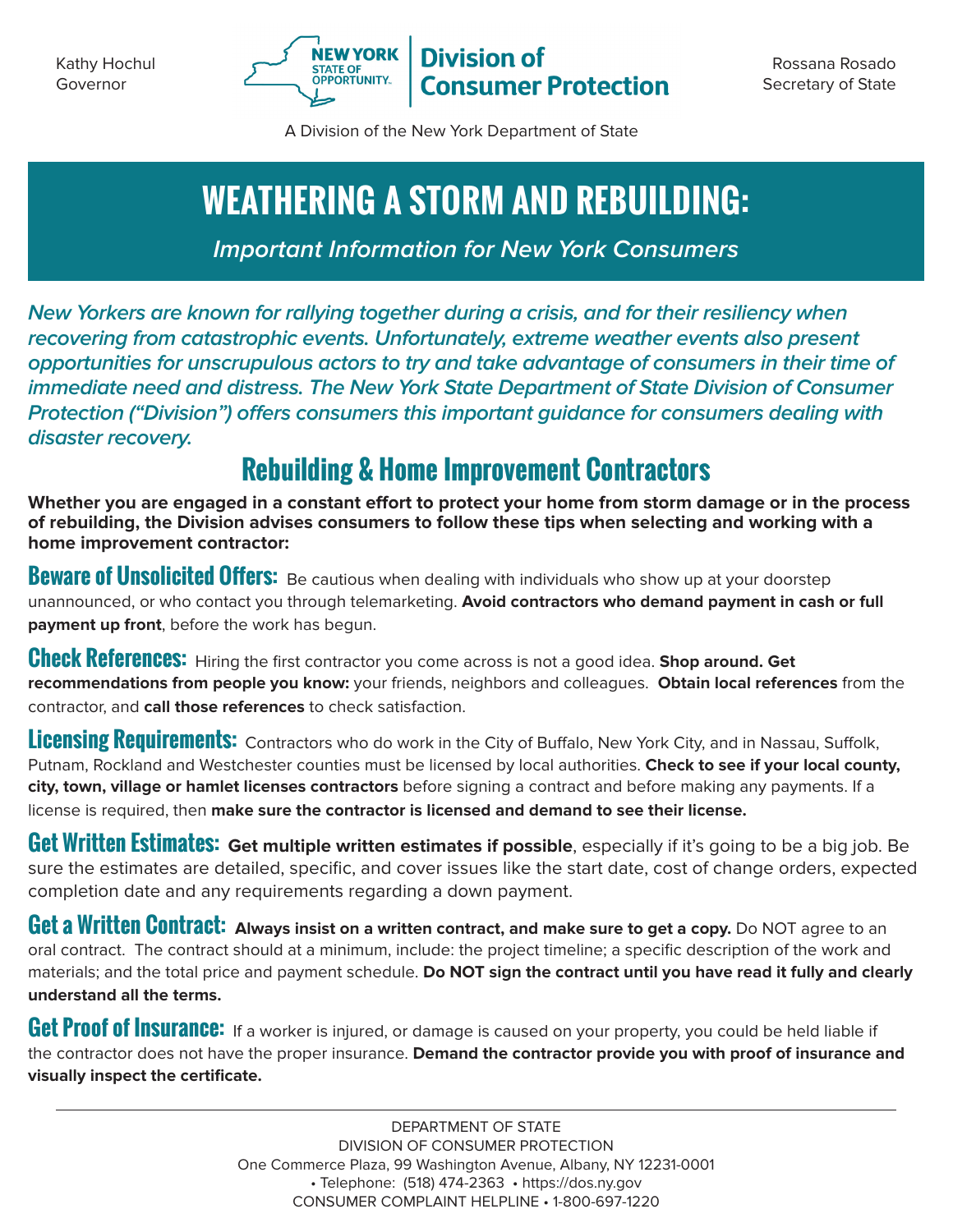Kathy Hochul
Governor

**NEW YORK STATE OF OPPORTUNITY.** | **Division of Consumer Protection**

Rossana Rosado
Secretary of State

A Division of the New York Department of State

# WEATHERING A STORM AND REBUILDING:

*Important Information for New York Consumers*

*New Yorkers are known for rallying together during a crisis, and for their resiliency when recovering from catastrophic events. Unfortunately, extreme weather events also present opportunities for unscrupulous actors to try and take advantage of consumers in their time of immediate need and distress. The New York State Department of State Division of Consumer Protection ("Division") offers consumers this important guidance for consumers dealing with disaster recovery.*

## Rebuilding & Home Improvement Contractors

**Whether you are engaged in a constant effort to protect your home from storm damage or in the process of rebuilding, the Division advises consumers to follow these tips when selecting and working with a home improvement contractor:**

**Beware of Unsolicited Offers:** Be cautious when dealing with individuals who show up at your doorstep unannounced, or who contact you through telemarketing. **Avoid contractors who demand payment in cash or full payment up front**, before the work has begun.

**Check References:** Hiring the first contractor you come across is not a good idea. **Shop around. Get recommendations from people you know:** your friends, neighbors and colleagues. **Obtain local references** from the contractor, and **call those references** to check satisfaction.

**Licensing Requirements:** Contractors who do work in the City of Buffalo, New York City, and in Nassau, Suffolk, Putnam, Rockland and Westchester counties must be licensed by local authorities. **Check to see if your local county, city, town, village or hamlet licenses contractors** before signing a contract and before making any payments. If a license is required, then **make sure the contractor is licensed and demand to see their license.**

**Get Written Estimates:** **Get multiple written estimates if possible**, especially if it's going to be a big job. Be sure the estimates are detailed, specific, and cover issues like the start date, cost of change orders, expected completion date and any requirements regarding a down payment.

**Get a Written Contract:** **Always insist on a written contract, and make sure to get a copy.** Do NOT agree to an oral contract. The contract should at a minimum, include: the project timeline; a specific description of the work and materials; and the total price and payment schedule. **Do NOT sign the contract until you have read it fully and clearly understand all the terms.**

**Get Proof of Insurance:** If a worker is injured, or damage is caused on your property, you could be held liable if the contractor does not have the proper insurance. **Demand the contractor provide you with proof of insurance and visually inspect the certificate.**

---

DEPARTMENT OF STATE
DIVISION OF CONSUMER PROTECTION
One Commerce Plaza, 99 Washington Avenue, Albany, NY 12231-0001
• Telephone: (518) 474-2363 • https://dos.ny.gov
CONSUMER COMPLAINT HELPLINE • 1-800-697-1220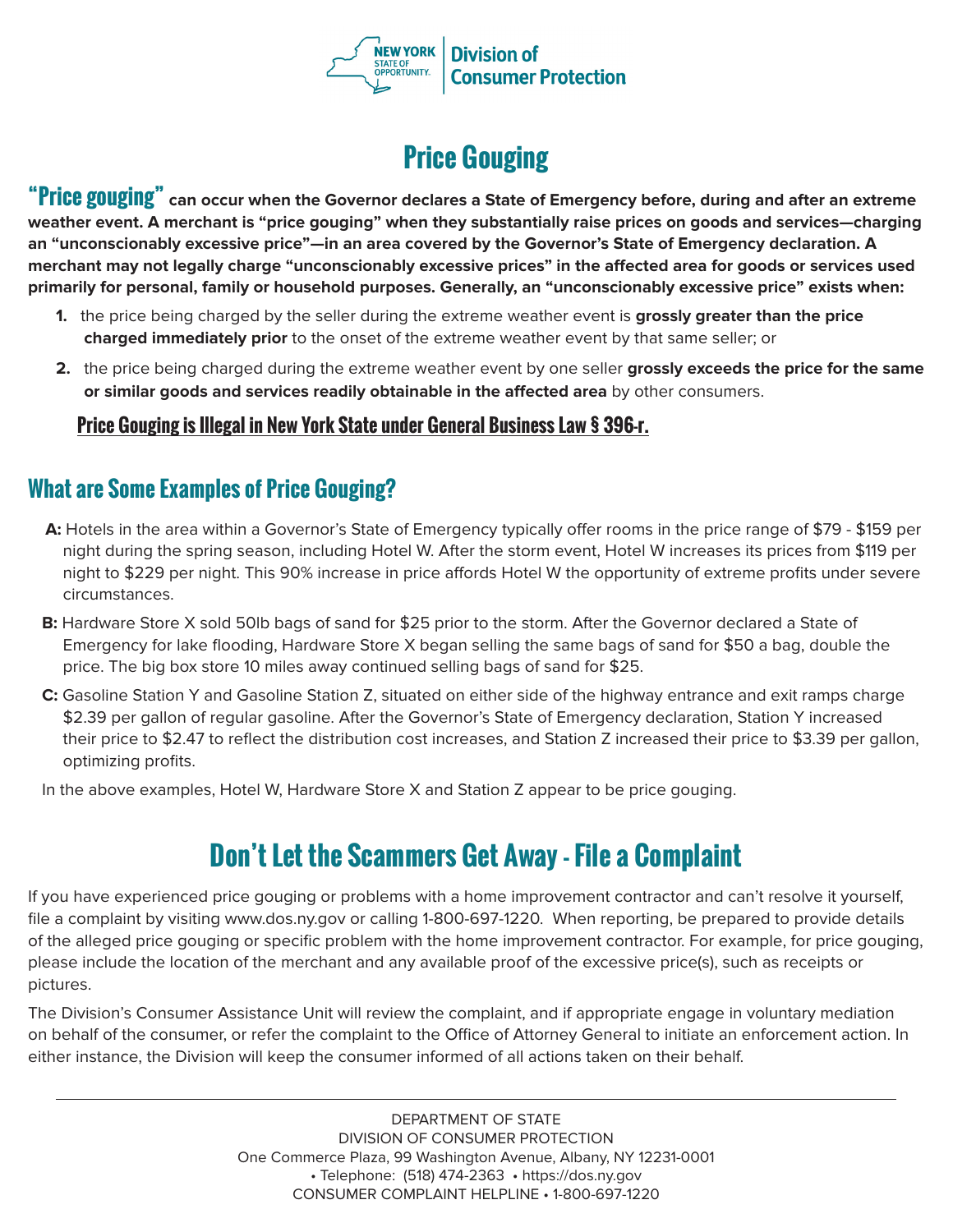New York State of Opportunity. | Division of Consumer Protection

# Price Gouging

**"Price gouging" can occur when the Governor declares a State of Emergency before, during and after an extreme weather event. A merchant is "price gouging" when they substantially raise prices on goods and services—charging an "unconscionably excessive price"—in an area covered by the Governor's State of Emergency declaration. A merchant may not legally charge "unconscionably excessive prices" in the affected area for goods or services used primarily for personal, family or household purposes. Generally, an "unconscionably excessive price" exists when:**

1. the price being charged by the seller during the extreme weather event is **grossly greater than the price charged immediately prior** to the onset of the extreme weather event by that same seller; or
2. the price being charged during the extreme weather event by one seller **grossly exceeds the price for the same or similar goods and services readily obtainable in the affected area** by other consumers.

**Price Gouging is Illegal in New York State under General Business Law § 396-r.**

## What are Some Examples of Price Gouging?

**A:** Hotels in the area within a Governor's State of Emergency typically offer rooms in the price range of $79 - $159 per night during the spring season, including Hotel W. After the storm event, Hotel W increases its prices from $119 per night to $229 per night. This 90% increase in price affords Hotel W the opportunity of extreme profits under severe circumstances.

**B:** Hardware Store X sold 50lb bags of sand for $25 prior to the storm. After the Governor declared a State of Emergency for lake flooding, Hardware Store X began selling the same bags of sand for $50 a bag, double the price. The big box store 10 miles away continued selling bags of sand for $25.

**C:** Gasoline Station Y and Gasoline Station Z, situated on either side of the highway entrance and exit ramps charge $2.39 per gallon of regular gasoline. After the Governor's State of Emergency declaration, Station Y increased their price to $2.47 to reflect the distribution cost increases, and Station Z increased their price to $3.39 per gallon, optimizing profits.

In the above examples, Hotel W, Hardware Store X and Station Z appear to be price gouging.

# Don't Let the Scammers Get Away - File a Complaint

If you have experienced price gouging or problems with a home improvement contractor and can't resolve it yourself, file a complaint by visiting www.dos.ny.gov or calling 1-800-697-1220. When reporting, be prepared to provide details of the alleged price gouging or specific problem with the home improvement contractor. For example, for price gouging, please include the location of the merchant and any available proof of the excessive price(s), such as receipts or pictures.

The Division's Consumer Assistance Unit will review the complaint, and if appropriate engage in voluntary mediation on behalf of the consumer, or refer the complaint to the Office of Attorney General to initiate an enforcement action. In either instance, the Division will keep the consumer informed of all actions taken on their behalf.

---

DEPARTMENT OF STATE
DIVISION OF CONSUMER PROTECTION
One Commerce Plaza, 99 Washington Avenue, Albany, NY 12231-0001
• Telephone: (518) 474-2363 • https://dos.ny.gov
CONSUMER COMPLAINT HELPLINE • 1-800-697-1220